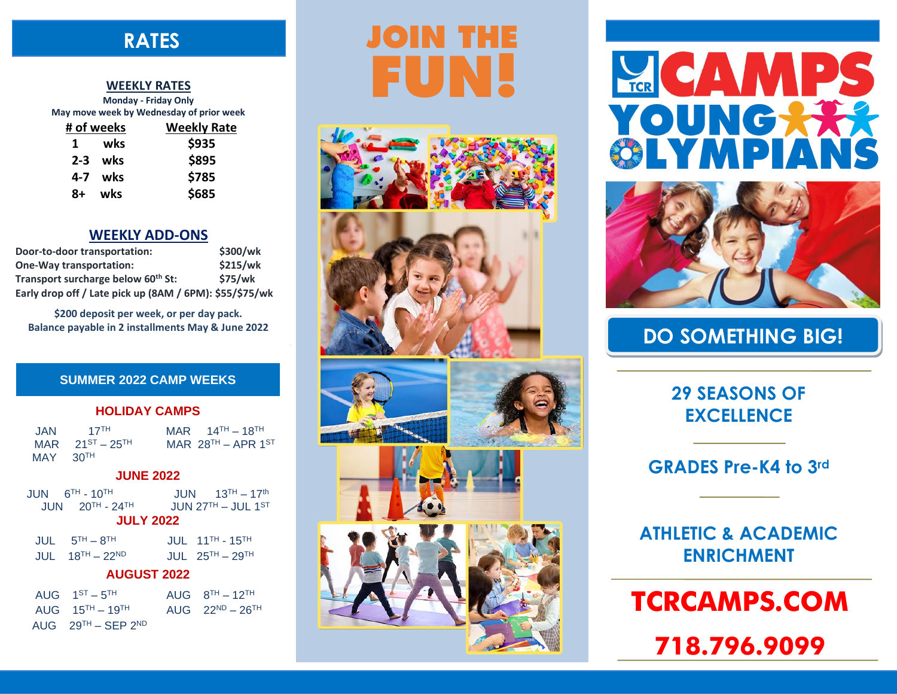## RATES

### WEEKLY RATES

Monday - Friday Only
May move week by Wednesday of prior week

| # of weeks | Weekly Rate |
|---|---|
| 1 wks | $935 |
| 2-3 wks | $895 |
| 4-7 wks | $785 |
| 8+ wks | $685 |

### WEEKLY ADD-ONS

| | |
|---|---|
| Door-to-door transportation: | $300/wk |
| One-Way transportation: | $215/wk |
| Transport surcharge below 60th St: | $75/wk |

Early drop off / Late pick up (8AM / 6PM): $55/$75/wk

**$200 deposit per week, or per day pack.**
**Balance payable in 2 installments May & June 2022**

## SUMMER 2022 CAMP WEEKS

### HOLIDAY CAMPS

JAN 17TH
MAR 14TH – 18TH
MAR 21ST – 25TH
MAR 28TH – APR 1ST
MAY 30TH

### JUNE 2022

JUN 6TH - 10TH
JUN 13TH – 17th
JUN 20TH - 24TH
JUN 27TH – JUL 1ST

### JULY 2022

JUL 5TH – 8TH
JUL 11TH - 15TH
JUL 18TH – 22ND
JUL 25TH – 29TH

### AUGUST 2022

AUG 1ST – 5TH
AUG 8TH – 12TH
AUG 15TH – 19TH
AUG 22ND – 26TH
AUG 29TH – SEP 2ND

# JOIN THE FUN!

# TCR CAMPS YOUNG OLYMPIANS

## DO SOMETHING BIG!

**29 SEASONS OF EXCELLENCE**

**GRADES Pre-K4 to 3rd**

**ATHLETIC & ACADEMIC ENRICHMENT**

**TCRCAMPS.COM**

**718.796.9099**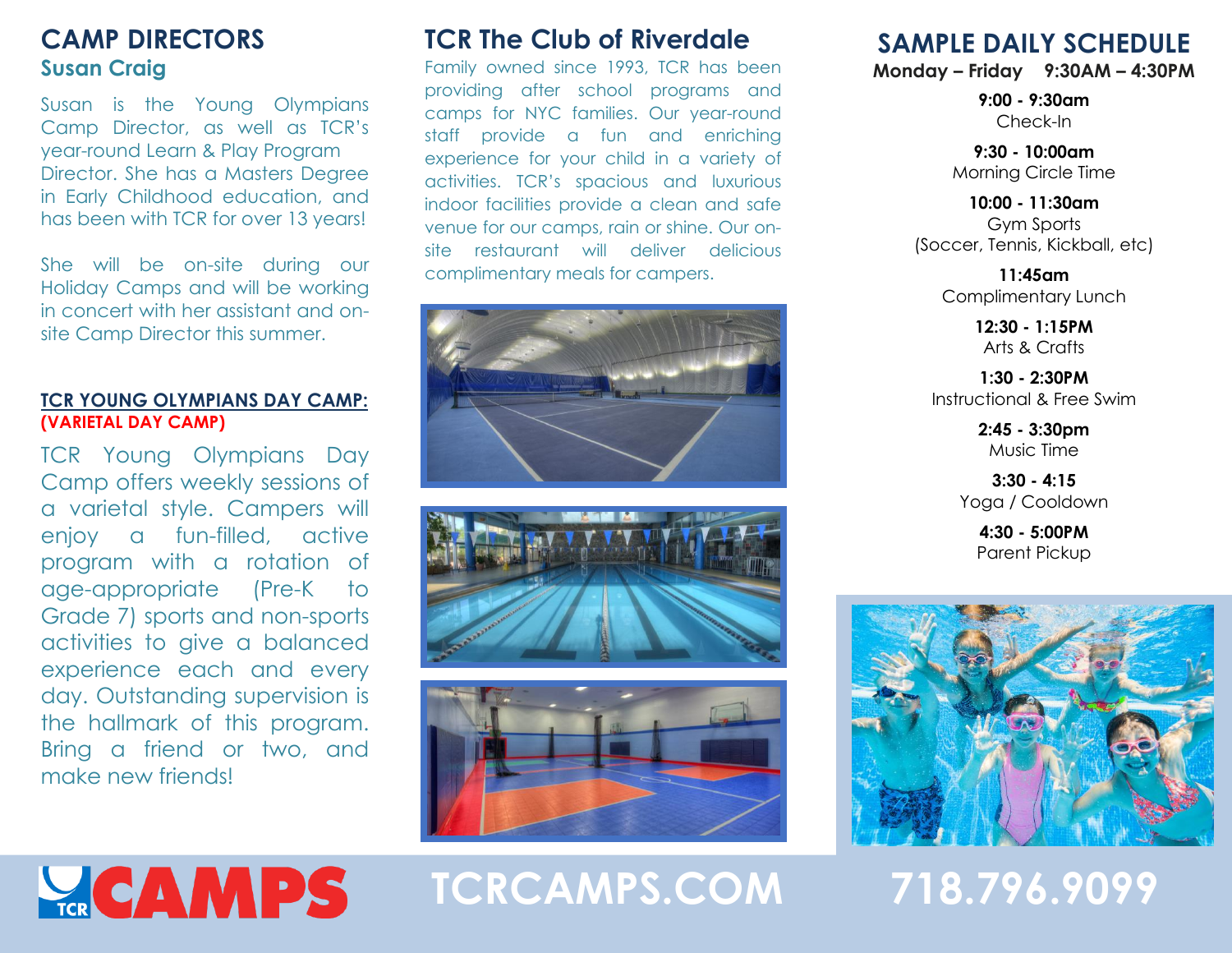## CAMP DIRECTORS

### Susan Craig

Susan is the Young Olympians Camp Director, as well as TCR's year-round Learn & Play Program Director. She has a Masters Degree in Early Childhood education, and has been with TCR for over 13 years!

She will be on-site during our Holiday Camps and will be working in concert with her assistant and on-site Camp Director this summer.

**TCR YOUNG OLYMPIANS DAY CAMP:**
**(VARIETAL DAY CAMP)**

TCR Young Olympians Day Camp offers weekly sessions of a varietal style. Campers will enjoy a fun-filled, active program with a rotation of age-appropriate (Pre-K to Grade 7) sports and non-sports activities to give a balanced experience each and every day. Outstanding supervision is the hallmark of this program. Bring a friend or two, and make new friends!

## TCR The Club of Riverdale

Family owned since 1993, TCR has been providing after school programs and camps for NYC families. Our year-round staff provide a fun and enriching experience for your child in a variety of activities. TCR's spacious and luxurious indoor facilities provide a clean and safe venue for our camps, rain or shine. Our on-site restaurant will deliver delicious complimentary meals for campers.

## SAMPLE DAILY SCHEDULE

**Monday – Friday 9:30AM – 4:30PM**

**9:00 - 9:30am**
Check-In

**9:30 - 10:00am**
Morning Circle Time

**10:00 - 11:30am**
Gym Sports
(Soccer, Tennis, Kickball, etc)

**11:45am**
Complimentary Lunch

**12:30 - 1:15PM**
Arts & Crafts

**1:30 - 2:30PM**
Instructional & Free Swim

**2:45 - 3:30pm**
Music Time

**3:30 - 4:15**
Yoga / Cooldown

**4:30 - 5:00PM**
Parent Pickup

TCR CAMPS

TCRCAMPS.COM

718.796.9099